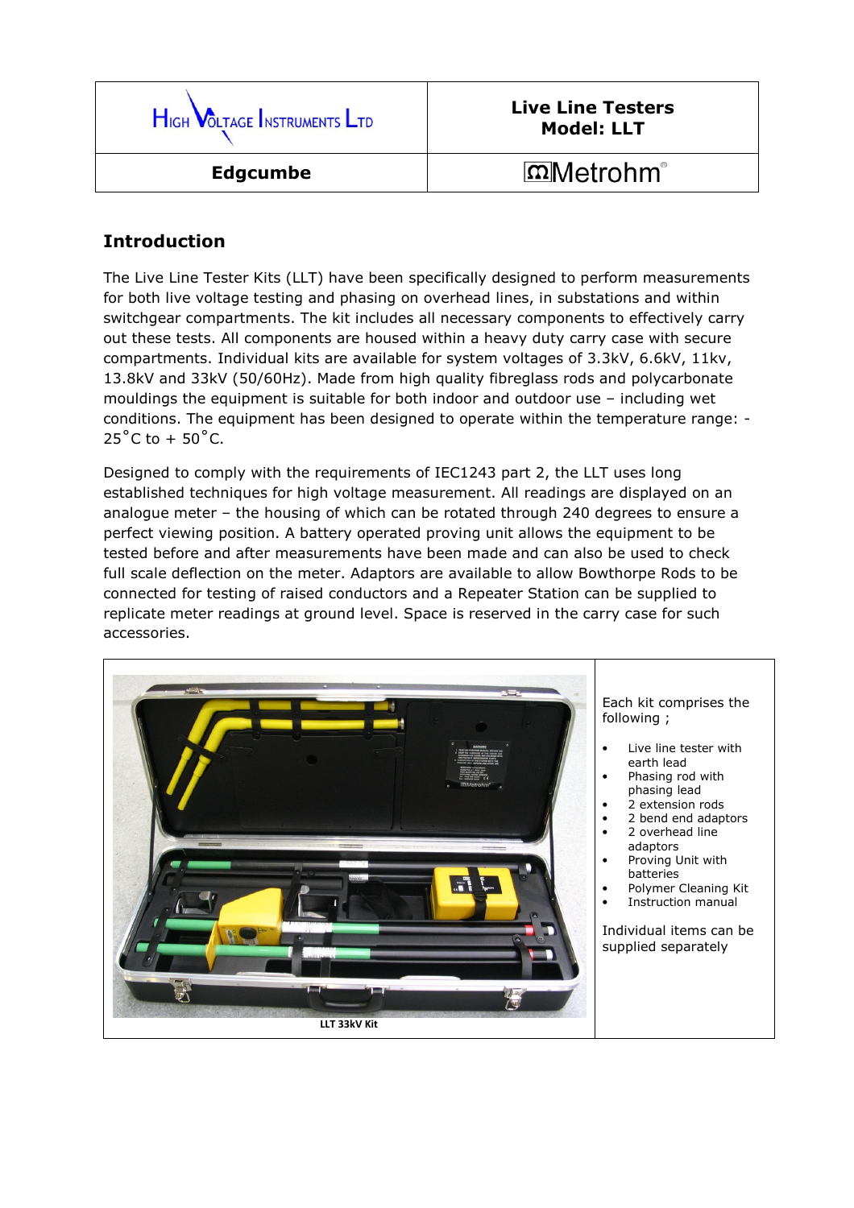| High Voltage Instruments Ltd | **Live Line Testers Model: LLT** |
|---|---|
| **Edgcumbe** | Metrohm® |

## Introduction

The Live Line Tester Kits (LLT) have been specifically designed to perform measurements for both live voltage testing and phasing on overhead lines, in substations and within switchgear compartments. The kit includes all necessary components to effectively carry out these tests. All components are housed within a heavy duty carry case with secure compartments. Individual kits are available for system voltages of 3.3kV, 6.6kV, 11kv, 13.8kV and 33kV (50/60Hz). Made from high quality fibreglass rods and polycarbonate mouldings the equipment is suitable for both indoor and outdoor use – including wet conditions. The equipment has been designed to operate within the temperature range: -25˚C to + 50˚C.

Designed to comply with the requirements of IEC1243 part 2, the LLT uses long established techniques for high voltage measurement. All readings are displayed on an analogue meter – the housing of which can be rotated through 240 degrees to ensure a perfect viewing position. A battery operated proving unit allows the equipment to be tested before and after measurements have been made and can also be used to check full scale deflection on the meter. Adaptors are available to allow Bowthorpe Rods to be connected for testing of raised conductors and a Repeater Station can be supplied to replicate meter readings at ground level. Space is reserved in the carry case for such accessories.

LLT 33kV Kit

Each kit comprises the following ;

- Live line tester with earth lead
- Phasing rod with phasing lead
- 2 extension rods
- 2 bend end adaptors
- 2 overhead line adaptors
- Proving Unit with batteries
- Polymer Cleaning Kit
- Instruction manual

Individual items can be supplied separately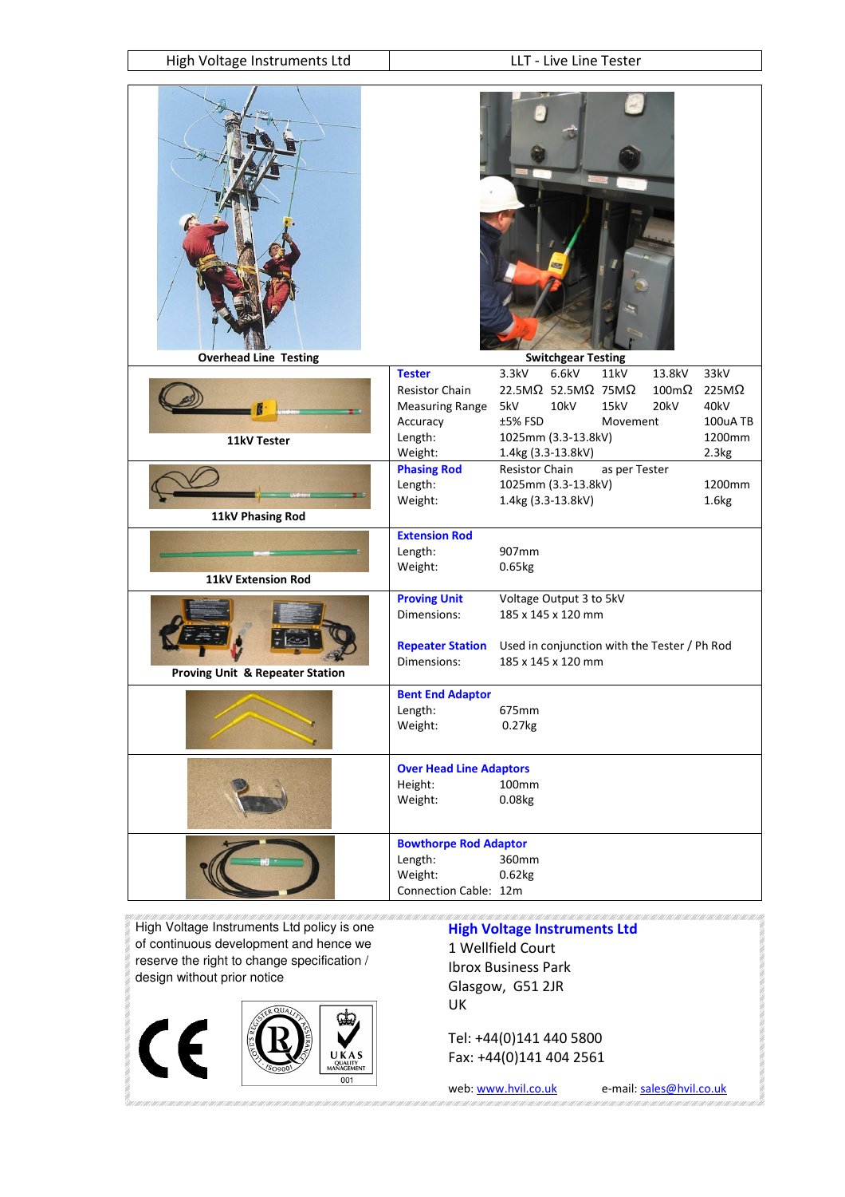| High Voltage Instruments Ltd | LLT - Live Line Tester |
|---|---|

**Overhead Line Testing**

**Switchgear Testing**

**11kV Tester**

| **Tester** | 3.3kV | 6.6kV | 11kV | 13.8kV | 33kV |
|---|---|---|---|---|---|
| Resistor Chain | 22.5MΩ | 52.5MΩ | 75MΩ | 100mΩ | 225MΩ |
| Measuring Range | 5kV | 10kV | 15kV | 20kV | 40kV |
| Accuracy | ±5% FSD | | Movement | | 100uA TB |
| Length: | 1025mm (3.3-13.8kV) | | | | 1200mm |
| Weight: | 1.4kg (3.3-13.8kV) | | | | 2.3kg |

**11kV Phasing Rod**

| **Phasing Rod** | | |
|---|---|---|
| Resistor Chain | as per Tester | |
| Length: | 1025mm (3.3-13.8kV) | 1200mm |
| Weight: | 1.4kg (3.3-13.8kV) | 1.6kg |

**11kV Extension Rod**

**Extension Rod**
Length: 907mm
Weight: 0.65kg

**Proving Unit & Repeater Station**

**Proving Unit** Voltage Output 3 to 5kV
Dimensions: 185 x 145 x 120 mm

**Repeater Station** Used in conjunction with the Tester / Ph Rod
Dimensions: 185 x 145 x 120 mm

**Bent End Adaptor**
Length: 675mm
Weight: 0.27kg

**Over Head Line Adaptors**
Height: 100mm
Weight: 0.08kg

**Bowthorpe Rod Adaptor**
Length: 360mm
Weight: 0.62kg
Connection Cable: 12m

High Voltage Instruments Ltd policy is one of continuous development and hence we reserve the right to change specification / design without prior notice

**High Voltage Instruments Ltd**
1 Wellfield Court
Ibrox Business Park
Glasgow, G51 2JR
UK

Tel: +44(0)141 440 5800
Fax: +44(0)141 404 2561

web: www.hvil.co.uk e-mail: sales@hvil.co.uk